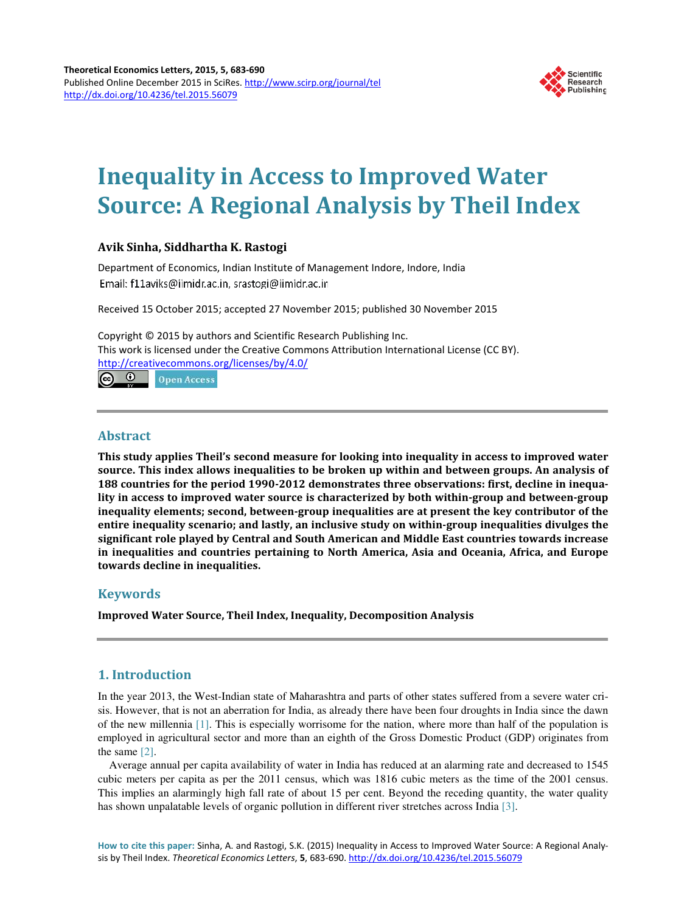# Inequality in Access to Improved Water Source: A Regional Analysis by Theil Index

**Avik Sinha, Siddhartha K. Rastogi**

Department of Economics, Indian Institute of Management Indore, Indore, India
Email: f11aviks@iimidr.ac.in, srastogi@iimidr.ac.in

Received 15 October 2015; accepted 27 November 2015; published 30 November 2015

Copyright © 2015 by authors and Scientific Research Publishing Inc.
This work is licensed under the Creative Commons Attribution International License (CC BY).
http://creativecommons.org/licenses/by/4.0/

Open Access

## Abstract

**This study applies Theil's second measure for looking into inequality in access to improved water source. This index allows inequalities to be broken up within and between groups. An analysis of 188 countries for the period 1990-2012 demonstrates three observations: first, decline in inequality in access to improved water source is characterized by both within-group and between-group inequality elements; second, between-group inequalities are at present the key contributor of the entire inequality scenario; and lastly, an inclusive study on within-group inequalities divulges the significant role played by Central and South American and Middle East countries towards increase in inequalities and countries pertaining to North America, Asia and Oceania, Africa, and Europe towards decline in inequalities.**

## Keywords

**Improved Water Source, Theil Index, Inequality, Decomposition Analysis**

## 1. Introduction

In the year 2013, the West-Indian state of Maharashtra and parts of other states suffered from a severe water crisis. However, that is not an aberration for India, as already there have been four droughts in India since the dawn of the new millennia [1]. This is especially worrisome for the nation, where more than half of the population is employed in agricultural sector and more than an eighth of the Gross Domestic Product (GDP) originates from the same [2].

Average annual per capita availability of water in India has reduced at an alarming rate and decreased to 1545 cubic meters per capita as per the 2011 census, which was 1816 cubic meters as the time of the 2001 census. This implies an alarmingly high fall rate of about 15 per cent. Beyond the receding quantity, the water quality has shown unpalatable levels of organic pollution in different river stretches across India [3].

**How to cite this paper:** Sinha, A. and Rastogi, S.K. (2015) Inequality in Access to Improved Water Source: A Regional Analysis by Theil Index. *Theoretical Economics Letters*, **5**, 683-690. http://dx.doi.org/10.4236/tel.2015.56079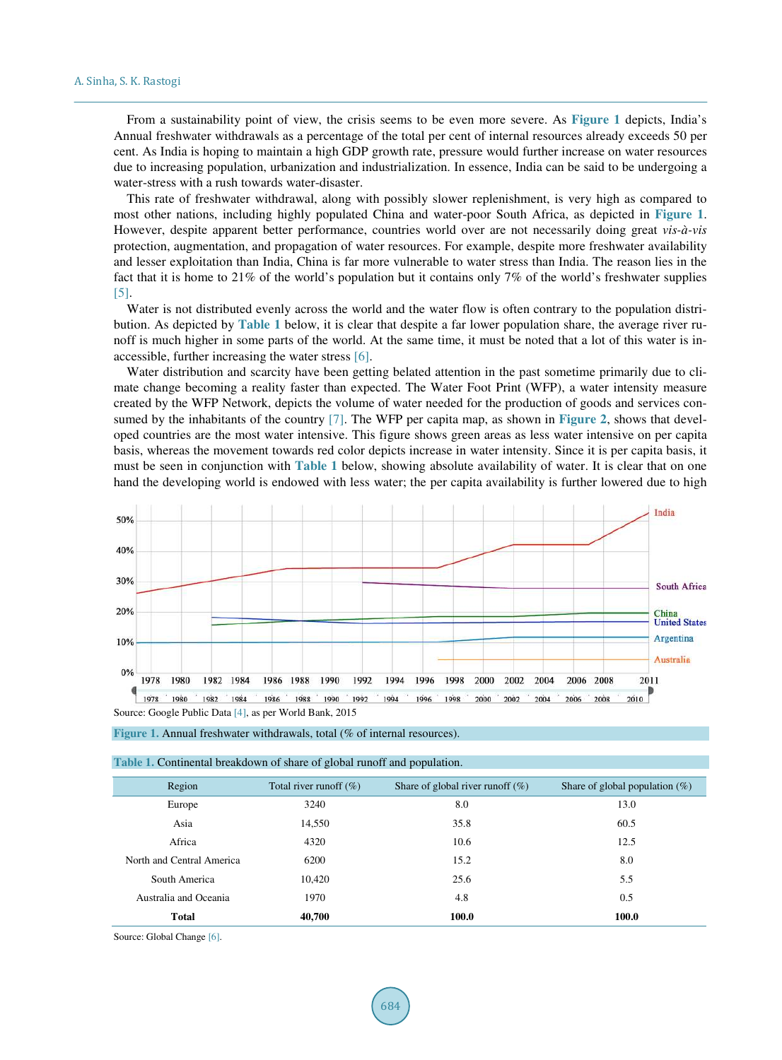From a sustainability point of view, the crisis seems to be even more severe. As Figure 1 depicts, India's Annual freshwater withdrawals as a percentage of the total per cent of internal resources already exceeds 50 per cent. As India is hoping to maintain a high GDP growth rate, pressure would further increase on water resources due to increasing population, urbanization and industrialization. In essence, India can be said to be undergoing a water-stress with a rush towards water-disaster.

This rate of freshwater withdrawal, along with possibly slower replenishment, is very high as compared to most other nations, including highly populated China and water-poor South Africa, as depicted in Figure 1. However, despite apparent better performance, countries world over are not necessarily doing great *vis-à-vis* protection, augmentation, and propagation of water resources. For example, despite more freshwater availability and lesser exploitation than India, China is far more vulnerable to water stress than India. The reason lies in the fact that it is home to 21% of the world's population but it contains only 7% of the world's freshwater supplies [5].

Water is not distributed evenly across the world and the water flow is often contrary to the population distribution. As depicted by Table 1 below, it is clear that despite a far lower population share, the average river runoff is much higher in some parts of the world. At the same time, it must be noted that a lot of this water is inaccessible, further increasing the water stress [6].

Water distribution and scarcity have been getting belated attention in the past sometime primarily due to climate change becoming a reality faster than expected. The Water Foot Print (WFP), a water intensity measure created by the WFP Network, depicts the volume of water needed for the production of goods and services consumed by the inhabitants of the country [7]. The WFP per capita map, as shown in Figure 2, shows that developed countries are the most water intensive. This figure shows green areas as less water intensive on per capita basis, whereas the movement towards red color depicts increase in water intensity. Since it is per capita basis, it must be seen in conjunction with Table 1 below, showing absolute availability of water. It is clear that on one hand the developing world is endowed with less water; the per capita availability is further lowered due to high

Source: Google Public Data [4], as per World Bank, 2015

Figure 1. Annual freshwater withdrawals, total (% of internal resources).

Table 1. Continental breakdown of share of global runoff and population.

| Region | Total river runoff (%) | Share of global river runoff (%) | Share of global population (%) |
|---|---|---|---|
| Europe | 3240 | 8.0 | 13.0 |
| Asia | 14,550 | 35.8 | 60.5 |
| Africa | 4320 | 10.6 | 12.5 |
| North and Central America | 6200 | 15.2 | 8.0 |
| South America | 10,420 | 25.6 | 5.5 |
| Australia and Oceania | 1970 | 4.8 | 0.5 |
| **Total** | **40,700** | **100.0** | **100.0** |

Source: Global Change [6].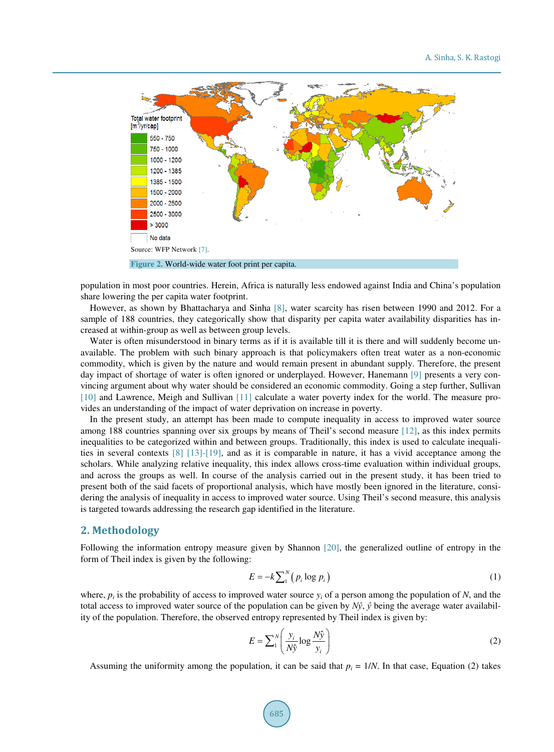Source: WFP Network [7].

Figure 2. World-wide water foot print per capita.

population in most poor countries. Herein, Africa is naturally less endowed against India and China's population share lowering the per capita water footprint.

However, as shown by Bhattacharya and Sinha [8], water scarcity has risen between 1990 and 2012. For a sample of 188 countries, they categorically show that disparity per capita water availability disparities has increased at within-group as well as between group levels.

Water is often misunderstood in binary terms as if it is available till it is there and will suddenly become unavailable. The problem with such binary approach is that policymakers often treat water as a non-economic commodity, which is given by the nature and would remain present in abundant supply. Therefore, the present day impact of shortage of water is often ignored or underplayed. However, Hanemann [9] presents a very convincing argument about why water should be considered an economic commodity. Going a step further, Sullivan [10] and Lawrence, Meigh and Sullivan [11] calculate a water poverty index for the world. The measure provides an understanding of the impact of water deprivation on increase in poverty.

In the present study, an attempt has been made to compute inequality in access to improved water source among 188 countries spanning over six groups by means of Theil's second measure [12], as this index permits inequalities to be categorized within and between groups. Traditionally, this index is used to calculate inequalities in several contexts [8] [13]-[19], and as it is comparable in nature, it has a vivid acceptance among the scholars. While analyzing relative inequality, this index allows cross-time evaluation within individual groups, and across the groups as well. In course of the analysis carried out in the present study, it has been tried to present both of the said facets of proportional analysis, which have mostly been ignored in the literature, considering the analysis of inequality in access to improved water source. Using Theil's second measure, this analysis is targeted towards addressing the research gap identified in the literature.

## 2. Methodology

Following the information entropy measure given by Shannon [20], the generalized outline of entropy in the form of Theil index is given by the following:

$$E = -k\sum_{1}^{N}\left(p_i \log p_i\right) \tag{1}$$

where, $p_i$ is the probability of access to improved water source $y_i$ of a person among the population of $N$, and the total access to improved water source of the population can be given by $N\hat{y}$, $\hat{y}$ being the average water availability of the population. Therefore, the observed entropy represented by Theil index is given by:

$$E = \sum_{1}^{N}\left(\frac{y_i}{N\hat{y}}\log\frac{N\hat{y}}{y_i}\right) \tag{2}$$

Assuming the uniformity among the population, it can be said that $p_i = 1/N$. In that case, Equation (2) takes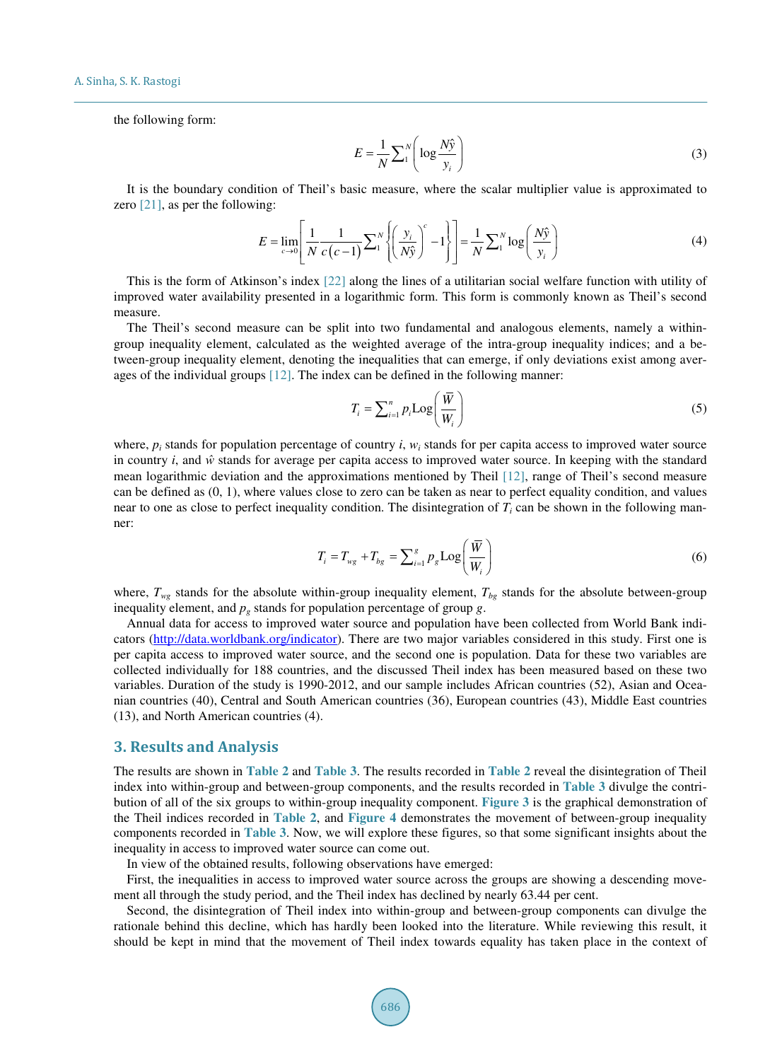the following form:

$$E = \frac{1}{N}\sum\nolimits_{1}^{N}\left(\log\frac{N\hat{y}}{y_i}\right) \tag{3}$$

It is the boundary condition of Theil's basic measure, where the scalar multiplier value is approximated to zero [21], as per the following:

$$E = \lim_{c\to 0}\left[\frac{1}{N}\frac{1}{c(c-1)}\sum\nolimits_{1}^{N}\left\{\left(\frac{y_i}{N\hat{y}}\right)^{c}-1\right\}\right] = \frac{1}{N}\sum\nolimits_{1}^{N}\log\left(\frac{N\hat{y}}{y_i}\right) \tag{4}$$

This is the form of Atkinson's index [22] along the lines of a utilitarian social welfare function with utility of improved water availability presented in a logarithmic form. This form is commonly known as Theil's second measure.

The Theil's second measure can be split into two fundamental and analogous elements, namely a within-group inequality element, calculated as the weighted average of the intra-group inequality indices; and a between-group inequality element, denoting the inequalities that can emerge, if only deviations exist among averages of the individual groups [12]. The index can be defined in the following manner:

$$T_i = \sum\nolimits_{i=1}^{n} p_i \mathrm{Log}\left(\frac{\bar{W}}{W_i}\right) \tag{5}$$

where, $p_i$ stands for population percentage of country $i$, $w_i$ stands for per capita access to improved water source in country $i$, and $\hat{w}$ stands for average per capita access to improved water source. In keeping with the standard mean logarithmic deviation and the approximations mentioned by Theil [12], range of Theil's second measure can be defined as (0, 1), where values close to zero can be taken as near to perfect equality condition, and values near to one as close to perfect inequality condition. The disintegration of $T_i$ can be shown in the following manner:

$$T_i = T_{wg} + T_{bg} = \sum\nolimits_{i=1}^{g} p_g \mathrm{Log}\left(\frac{\bar{W}}{W_i}\right) \tag{6}$$

where, $T_{wg}$ stands for the absolute within-group inequality element, $T_{bg}$ stands for the absolute between-group inequality element, and $p_g$ stands for population percentage of group $g$.

Annual data for access to improved water source and population have been collected from World Bank indicators (http://data.worldbank.org/indicator). There are two major variables considered in this study. First one is per capita access to improved water source, and the second one is population. Data for these two variables are collected individually for 188 countries, and the discussed Theil index has been measured based on these two variables. Duration of the study is 1990-2012, and our sample includes African countries (52), Asian and Oceanian countries (40), Central and South American countries (36), European countries (43), Middle East countries (13), and North American countries (4).

## 3. Results and Analysis

The results are shown in **Table 2** and **Table 3**. The results recorded in **Table 2** reveal the disintegration of Theil index into within-group and between-group components, and the results recorded in **Table 3** divulge the contribution of all of the six groups to within-group inequality component. **Figure 3** is the graphical demonstration of the Theil indices recorded in **Table 2**, and **Figure 4** demonstrates the movement of between-group inequality components recorded in **Table 3**. Now, we will explore these figures, so that some significant insights about the inequality in access to improved water source can come out.

In view of the obtained results, following observations have emerged:

First, the inequalities in access to improved water source across the groups are showing a descending movement all through the study period, and the Theil index has declined by nearly 63.44 per cent.

Second, the disintegration of Theil index into within-group and between-group components can divulge the rationale behind this decline, which has hardly been looked into the literature. While reviewing this result, it should be kept in mind that the movement of Theil index towards equality has taken place in the context of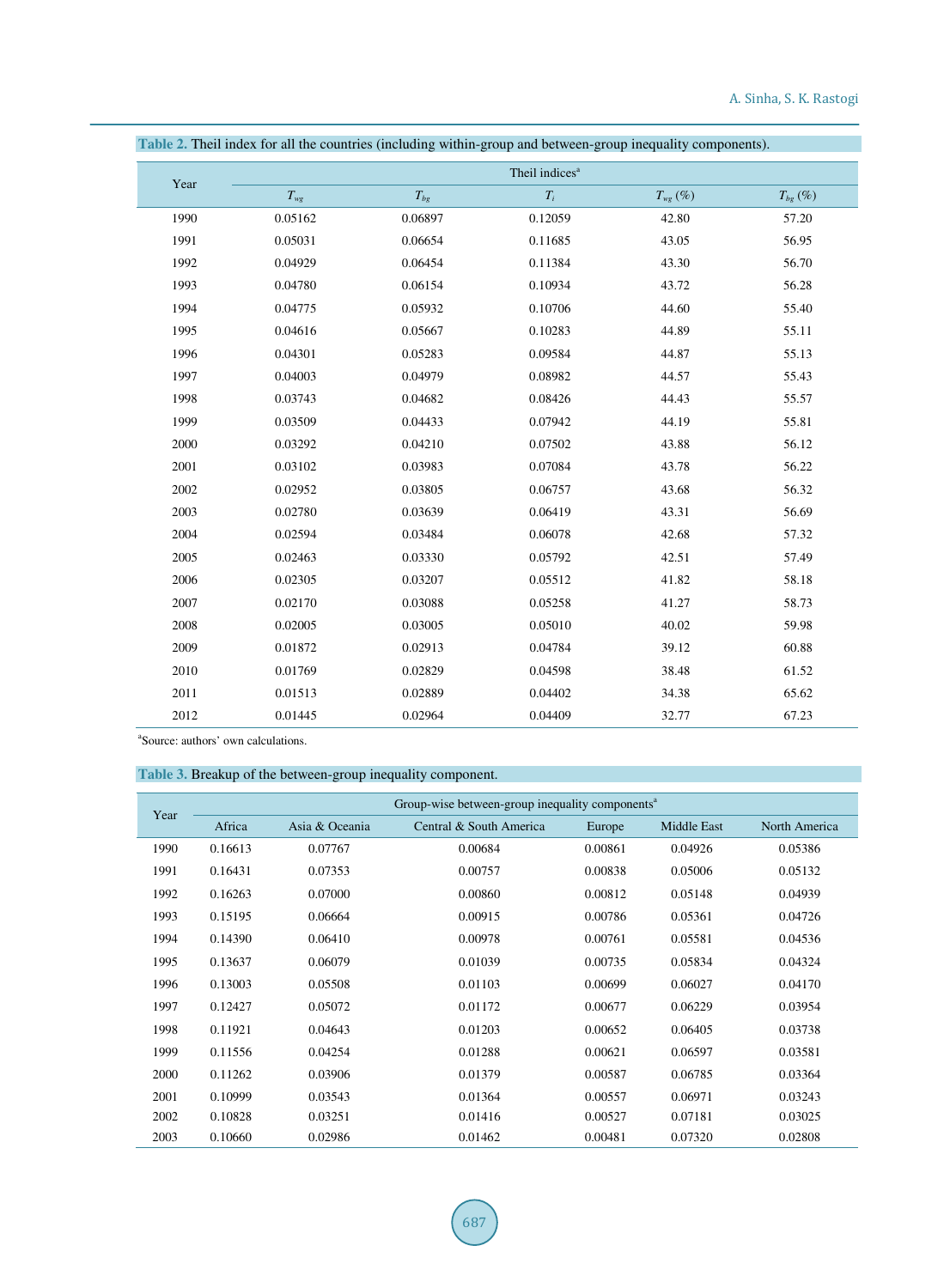**Table 2.** Theil index for all the countries (including within-group and between-group inequality components).

| Year | Theil indices[a] | | | | |
|---|---|---|---|---|---|
| | $T_{wg}$ | $T_{bg}$ | $T_i$ | $T_{wg}$ (%) | $T_{bg}$ (%) |
| 1990 | 0.05162 | 0.06897 | 0.12059 | 42.80 | 57.20 |
| 1991 | 0.05031 | 0.06654 | 0.11685 | 43.05 | 56.95 |
| 1992 | 0.04929 | 0.06454 | 0.11384 | 43.30 | 56.70 |
| 1993 | 0.04780 | 0.06154 | 0.10934 | 43.72 | 56.28 |
| 1994 | 0.04775 | 0.05932 | 0.10706 | 44.60 | 55.40 |
| 1995 | 0.04616 | 0.05667 | 0.10283 | 44.89 | 55.11 |
| 1996 | 0.04301 | 0.05283 | 0.09584 | 44.87 | 55.13 |
| 1997 | 0.04003 | 0.04979 | 0.08982 | 44.57 | 55.43 |
| 1998 | 0.03743 | 0.04682 | 0.08426 | 44.43 | 55.57 |
| 1999 | 0.03509 | 0.04433 | 0.07942 | 44.19 | 55.81 |
| 2000 | 0.03292 | 0.04210 | 0.07502 | 43.88 | 56.12 |
| 2001 | 0.03102 | 0.03983 | 0.07084 | 43.78 | 56.22 |
| 2002 | 0.02952 | 0.03805 | 0.06757 | 43.68 | 56.32 |
| 2003 | 0.02780 | 0.03639 | 0.06419 | 43.31 | 56.69 |
| 2004 | 0.02594 | 0.03484 | 0.06078 | 42.68 | 57.32 |
| 2005 | 0.02463 | 0.03330 | 0.05792 | 42.51 | 57.49 |
| 2006 | 0.02305 | 0.03207 | 0.05512 | 41.82 | 58.18 |
| 2007 | 0.02170 | 0.03088 | 0.05258 | 41.27 | 58.73 |
| 2008 | 0.02005 | 0.03005 | 0.05010 | 40.02 | 59.98 |
| 2009 | 0.01872 | 0.02913 | 0.04784 | 39.12 | 60.88 |
| 2010 | 0.01769 | 0.02829 | 0.04598 | 38.48 | 61.52 |
| 2011 | 0.01513 | 0.02889 | 0.04402 | 34.38 | 65.62 |
| 2012 | 0.01445 | 0.02964 | 0.04409 | 32.77 | 67.23 |

[a]Source: authors' own calculations.

**Table 3.** Breakup of the between-group inequality component.

| Year | Group-wise between-group inequality components[a] | | | | | |
|---|---|---|---|---|---|---|
| | Africa | Asia & Oceania | Central & South America | Europe | Middle East | North America |
| 1990 | 0.16613 | 0.07767 | 0.00684 | 0.00861 | 0.04926 | 0.05386 |
| 1991 | 0.16431 | 0.07353 | 0.00757 | 0.00838 | 0.05006 | 0.05132 |
| 1992 | 0.16263 | 0.07000 | 0.00860 | 0.00812 | 0.05148 | 0.04939 |
| 1993 | 0.15195 | 0.06664 | 0.00915 | 0.00786 | 0.05361 | 0.04726 |
| 1994 | 0.14390 | 0.06410 | 0.00978 | 0.00761 | 0.05581 | 0.04536 |
| 1995 | 0.13637 | 0.06079 | 0.01039 | 0.00735 | 0.05834 | 0.04324 |
| 1996 | 0.13003 | 0.05508 | 0.01103 | 0.00699 | 0.06027 | 0.04170 |
| 1997 | 0.12427 | 0.05072 | 0.01172 | 0.00677 | 0.06229 | 0.03954 |
| 1998 | 0.11921 | 0.04643 | 0.01203 | 0.00652 | 0.06405 | 0.03738 |
| 1999 | 0.11556 | 0.04254 | 0.01288 | 0.00621 | 0.06597 | 0.03581 |
| 2000 | 0.11262 | 0.03906 | 0.01379 | 0.00587 | 0.06785 | 0.03364 |
| 2001 | 0.10999 | 0.03543 | 0.01364 | 0.00557 | 0.06971 | 0.03243 |
| 2002 | 0.10828 | 0.03251 | 0.01416 | 0.00527 | 0.07181 | 0.03025 |
| 2003 | 0.10660 | 0.02986 | 0.01462 | 0.00481 | 0.07320 | 0.02808 |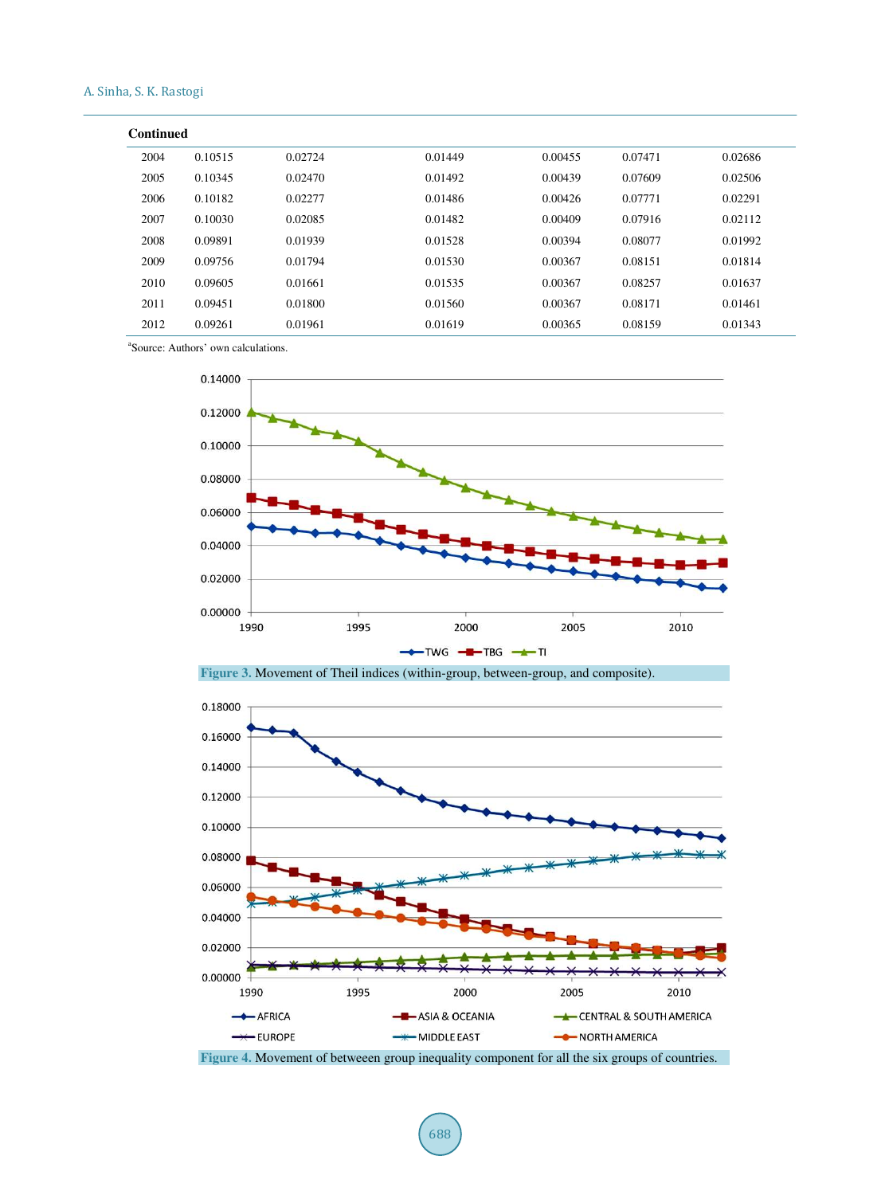**Continued**

| | | | | | | |
|---|---|---|---|---|---|---|
| 2004 | 0.10515 | 0.02724 | 0.01449 | 0.00455 | 0.07471 | 0.02686 |
| 2005 | 0.10345 | 0.02470 | 0.01492 | 0.00439 | 0.07609 | 0.02506 |
| 2006 | 0.10182 | 0.02277 | 0.01486 | 0.00426 | 0.07771 | 0.02291 |
| 2007 | 0.10030 | 0.02085 | 0.01482 | 0.00409 | 0.07916 | 0.02112 |
| 2008 | 0.09891 | 0.01939 | 0.01528 | 0.00394 | 0.08077 | 0.01992 |
| 2009 | 0.09756 | 0.01794 | 0.01530 | 0.00367 | 0.08151 | 0.01814 |
| 2010 | 0.09605 | 0.01661 | 0.01535 | 0.00367 | 0.08257 | 0.01637 |
| 2011 | 0.09451 | 0.01800 | 0.01560 | 0.00367 | 0.08171 | 0.01461 |
| 2012 | 0.09261 | 0.01961 | 0.01619 | 0.00365 | 0.08159 | 0.01343 |

[a]Source: Authors' own calculations.

**Figure 3.** Movement of Theil indices (within-group, between-group, and composite).

**Figure 4.** Movement of betweeen group inequality component for all the six groups of countries.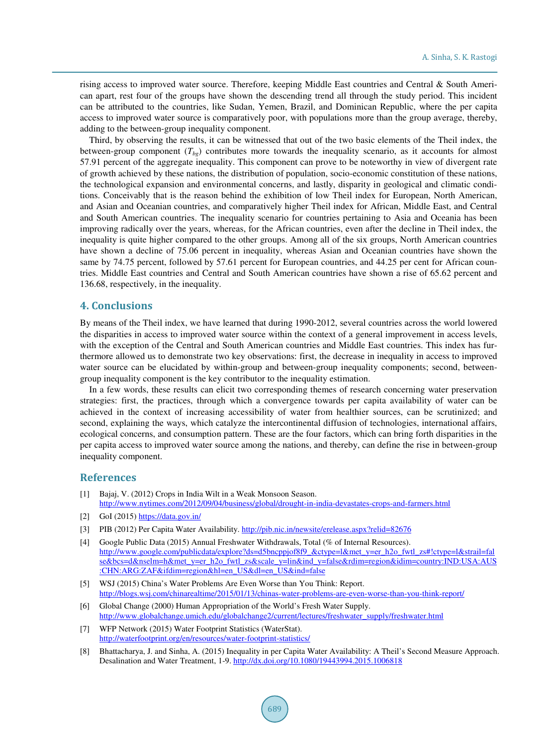rising access to improved water source. Therefore, keeping Middle East countries and Central & South American apart, rest four of the groups have shown the descending trend all through the study period. This incident can be attributed to the countries, like Sudan, Yemen, Brazil, and Dominican Republic, where the per capita access to improved water source is comparatively poor, with populations more than the group average, thereby, adding to the between-group inequality component.

Third, by observing the results, it can be witnessed that out of the two basic elements of the Theil index, the between-group component ($T_{bg}$) contributes more towards the inequality scenario, as it accounts for almost 57.91 percent of the aggregate inequality. This component can prove to be noteworthy in view of divergent rate of growth achieved by these nations, the distribution of population, socio-economic constitution of these nations, the technological expansion and environmental concerns, and lastly, disparity in geological and climatic conditions. Conceivably that is the reason behind the exhibition of low Theil index for European, North American, and Asian and Oceanian countries, and comparatively higher Theil index for African, Middle East, and Central and South American countries. The inequality scenario for countries pertaining to Asia and Oceania has been improving radically over the years, whereas, for the African countries, even after the decline in Theil index, the inequality is quite higher compared to the other groups. Among all of the six groups, North American countries have shown a decline of 75.06 percent in inequality, whereas Asian and Oceanian countries have shown the same by 74.75 percent, followed by 57.61 percent for European countries, and 44.25 per cent for African countries. Middle East countries and Central and South American countries have shown a rise of 65.62 percent and 136.68, respectively, in the inequality.

## 4. Conclusions

By means of the Theil index, we have learned that during 1990-2012, several countries across the world lowered the disparities in access to improved water source within the context of a general improvement in access levels, with the exception of the Central and South American countries and Middle East countries. This index has furthermore allowed us to demonstrate two key observations: first, the decrease in inequality in access to improved water source can be elucidated by within-group and between-group inequality components; second, between-group inequality component is the key contributor to the inequality estimation.

In a few words, these results can elicit two corresponding themes of research concerning water preservation strategies: first, the practices, through which a convergence towards per capita availability of water can be achieved in the context of increasing accessibility of water from healthier sources, can be scrutinized; and second, explaining the ways, which catalyze the intercontinental diffusion of technologies, international affairs, ecological concerns, and consumption pattern. These are the four factors, which can bring forth disparities in the per capita access to improved water source among the nations, and thereby, can define the rise in between-group inequality component.

## References

[1] Bajaj, V. (2012) Crops in India Wilt in a Weak Monsoon Season. http://www.nytimes.com/2012/09/04/business/global/drought-in-india-devastates-crops-and-farmers.html

[2] GoI (2015) https://data.gov.in/

[3] PIB (2012) Per Capita Water Availability. http://pib.nic.in/newsite/erelease.aspx?relid=82676

[4] Google Public Data (2015) Annual Freshwater Withdrawals, Total (% of Internal Resources). http://www.google.com/publicdata/explore?ds=d5bncppjof8f9_&ctype=l&met_y=er_h2o_fwtl_zs#!ctype=l&strail=false&bcs=d&nselm=h&met_y=er_h2o_fwtl_zs&scale_y=lin&ind_y=false&rdim=region&idim=country:IND:USA:AUS:CHN:ARG:ZAF&ifdim=region&hl=en_US&dl=en_US&ind=false

[5] WSJ (2015) China's Water Problems Are Even Worse than You Think: Report. http://blogs.wsj.com/chinarealtime/2015/01/13/chinas-water-problems-are-even-worse-than-you-think-report/

[6] Global Change (2000) Human Appropriation of the World's Fresh Water Supply. http://www.globalchange.umich.edu/globalchange2/current/lectures/freshwater_supply/freshwater.html

[7] WFP Network (2015) Water Footprint Statistics (WaterStat). http://waterfootprint.org/en/resources/water-footprint-statistics/

[8] Bhattacharya, J. and Sinha, A. (2015) Inequality in per Capita Water Availability: A Theil's Second Measure Approach. Desalination and Water Treatment, 1-9. http://dx.doi.org/10.1080/19443994.2015.1006818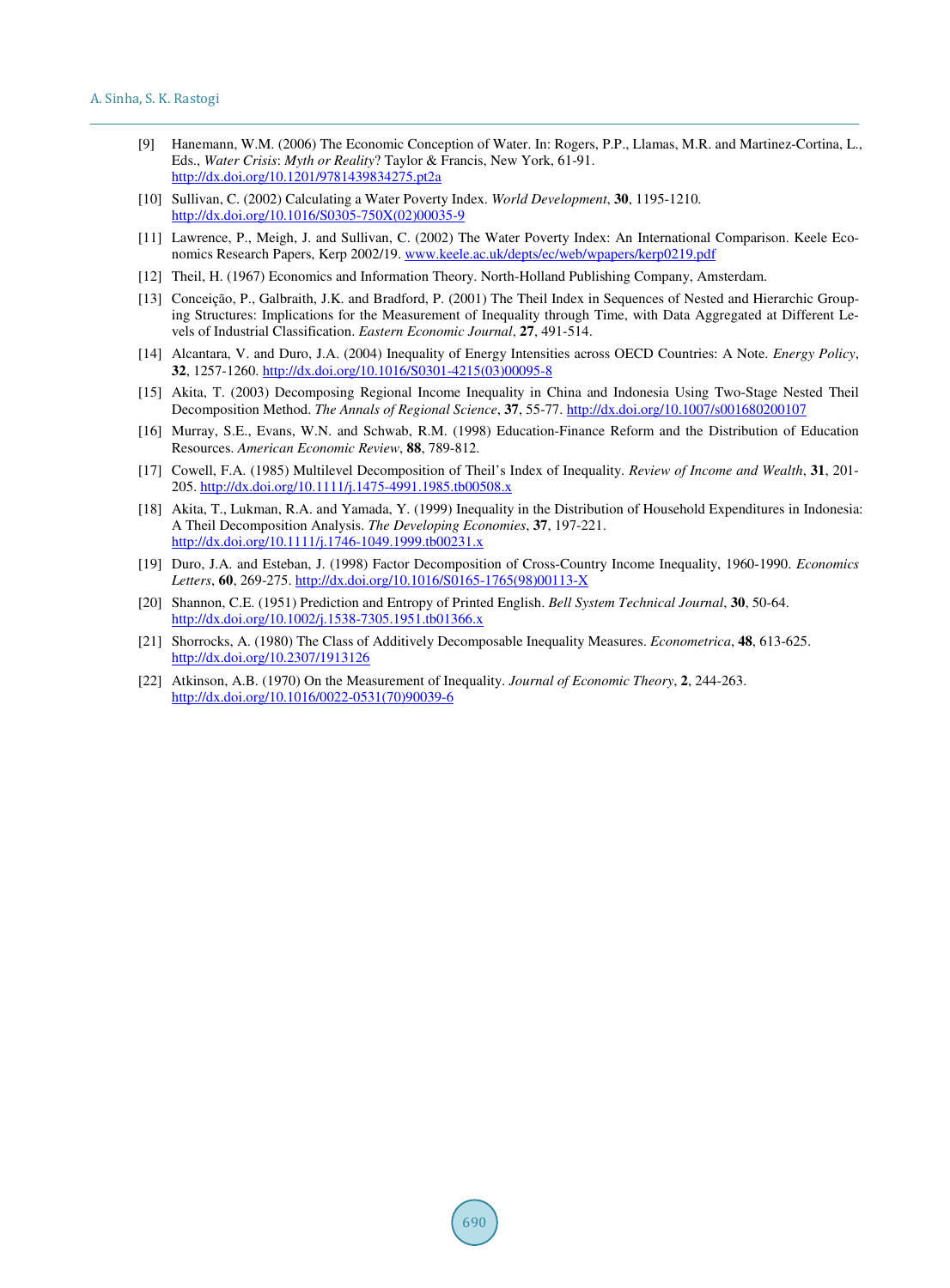[9] Hanemann, W.M. (2006) The Economic Conception of Water. In: Rogers, P.P., Llamas, M.R. and Martinez-Cortina, L., Eds., *Water Crisis*: *Myth or Reality*? Taylor & Francis, New York, 61-91. http://dx.doi.org/10.1201/9781439834275.pt2a

[10] Sullivan, C. (2002) Calculating a Water Poverty Index. *World Development*, **30**, 1195-1210. http://dx.doi.org/10.1016/S0305-750X(02)00035-9

[11] Lawrence, P., Meigh, J. and Sullivan, C. (2002) The Water Poverty Index: An International Comparison. Keele Economics Research Papers, Kerp 2002/19. www.keele.ac.uk/depts/ec/web/wpapers/kerp0219.pdf

[12] Theil, H. (1967) Economics and Information Theory. North-Holland Publishing Company, Amsterdam.

[13] Conceição, P., Galbraith, J.K. and Bradford, P. (2001) The Theil Index in Sequences of Nested and Hierarchic Grouping Structures: Implications for the Measurement of Inequality through Time, with Data Aggregated at Different Levels of Industrial Classification. *Eastern Economic Journal*, **27**, 491-514.

[14] Alcantara, V. and Duro, J.A. (2004) Inequality of Energy Intensities across OECD Countries: A Note. *Energy Policy*, **32**, 1257-1260. http://dx.doi.org/10.1016/S0301-4215(03)00095-8

[15] Akita, T. (2003) Decomposing Regional Income Inequality in China and Indonesia Using Two-Stage Nested Theil Decomposition Method. *The Annals of Regional Science*, **37**, 55-77. http://dx.doi.org/10.1007/s001680200107

[16] Murray, S.E., Evans, W.N. and Schwab, R.M. (1998) Education-Finance Reform and the Distribution of Education Resources. *American Economic Review*, **88**, 789-812.

[17] Cowell, F.A. (1985) Multilevel Decomposition of Theil's Index of Inequality. *Review of Income and Wealth*, **31**, 201-205. http://dx.doi.org/10.1111/j.1475-4991.1985.tb00508.x

[18] Akita, T., Lukman, R.A. and Yamada, Y. (1999) Inequality in the Distribution of Household Expenditures in Indonesia: A Theil Decomposition Analysis. *The Developing Economies*, **37**, 197-221. http://dx.doi.org/10.1111/j.1746-1049.1999.tb00231.x

[19] Duro, J.A. and Esteban, J. (1998) Factor Decomposition of Cross-Country Income Inequality, 1960-1990. *Economics Letters*, **60**, 269-275. http://dx.doi.org/10.1016/S0165-1765(98)00113-X

[20] Shannon, C.E. (1951) Prediction and Entropy of Printed English. *Bell System Technical Journal*, **30**, 50-64. http://dx.doi.org/10.1002/j.1538-7305.1951.tb01366.x

[21] Shorrocks, A. (1980) The Class of Additively Decomposable Inequality Measures. *Econometrica*, **48**, 613-625. http://dx.doi.org/10.2307/1913126

[22] Atkinson, A.B. (1970) On the Measurement of Inequality. *Journal of Economic Theory*, **2**, 244-263. http://dx.doi.org/10.1016/0022-0531(70)90039-6